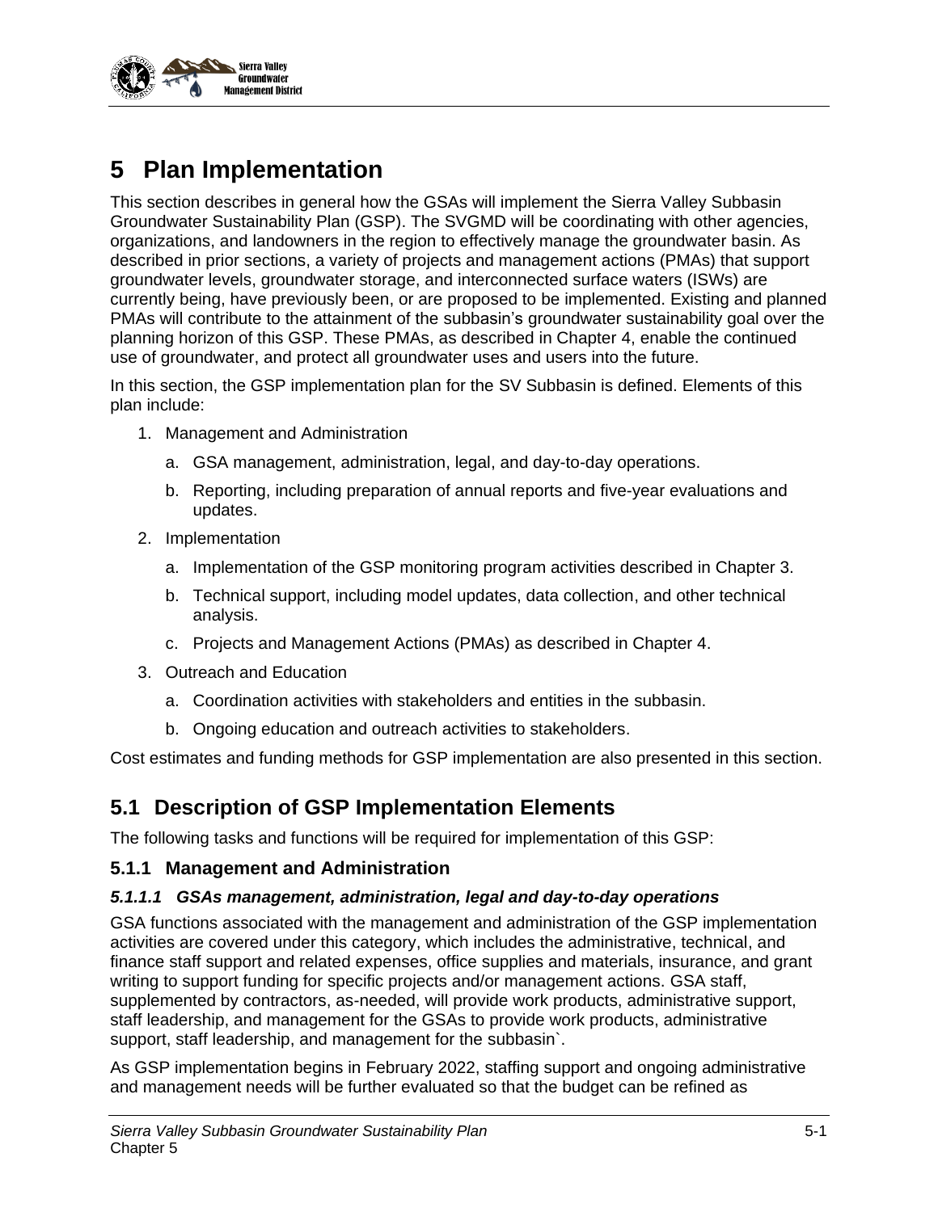# 5 Plan Implementation

This section describes in general how the GSAs will implement the Sierra Valley Subbasin Groundwater Sustainability Plan (GSP). The SVGMD will be coordinating with other agencies, organizations, and landowners in the region to effectively manage the groundwater basin. As described in prior sections, a variety of projects and management actions (PMAs) that support groundwater levels, groundwater storage, and interconnected surface waters (ISWs) are currently being, have previously been, or are proposed to be implemented. Existing and planned PMAs will contribute to the attainment of the subbasin's groundwater sustainability goal over the planning horizon of this GSP. These PMAs, as described in Chapter 4, enable the continued use of groundwater, and protect all groundwater uses and users into the future.

In this section, the GSP implementation plan for the SV Subbasin is defined. Elements of this plan include:

1. Management and Administration
   a. GSA management, administration, legal, and day-to-day operations.
   b. Reporting, including preparation of annual reports and five-year evaluations and updates.
2. Implementation
   a. Implementation of the GSP monitoring program activities described in Chapter 3.
   b. Technical support, including model updates, data collection, and other technical analysis.
   c. Projects and Management Actions (PMAs) as described in Chapter 4.
3. Outreach and Education
   a. Coordination activities with stakeholders and entities in the subbasin.
   b. Ongoing education and outreach activities to stakeholders.

Cost estimates and funding methods for GSP implementation are also presented in this section.

## 5.1 Description of GSP Implementation Elements

The following tasks and functions will be required for implementation of this GSP:

### 5.1.1 Management and Administration

#### *5.1.1.1 GSAs management, administration, legal and day-to-day operations*

GSA functions associated with the management and administration of the GSP implementation activities are covered under this category, which includes the administrative, technical, and finance staff support and related expenses, office supplies and materials, insurance, and grant writing to support funding for specific projects and/or management actions. GSA staff, supplemented by contractors, as-needed, will provide work products, administrative support, staff leadership, and management for the GSAs to provide work products, administrative support, staff leadership, and management for the subbasin`.

As GSP implementation begins in February 2022, staffing support and ongoing administrative and management needs will be further evaluated so that the budget can be refined as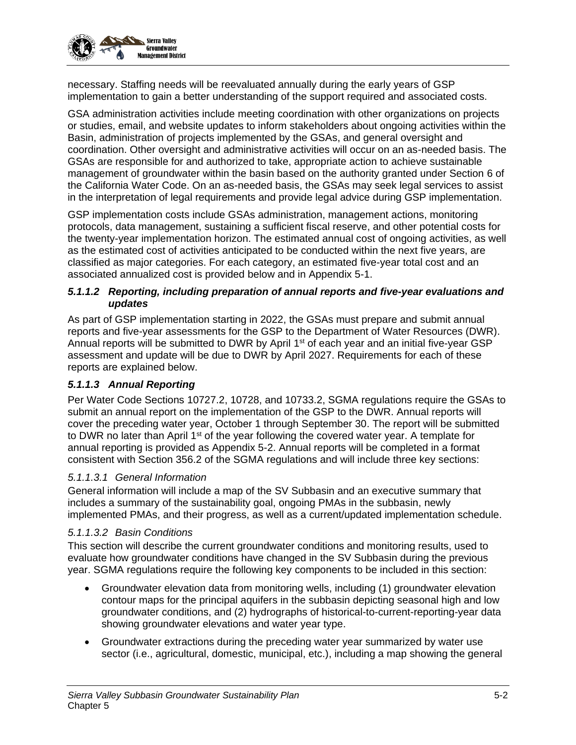necessary. Staffing needs will be reevaluated annually during the early years of GSP implementation to gain a better understanding of the support required and associated costs.

GSA administration activities include meeting coordination with other organizations on projects or studies, email, and website updates to inform stakeholders about ongoing activities within the Basin, administration of projects implemented by the GSAs, and general oversight and coordination. Other oversight and administrative activities will occur on an as-needed basis. The GSAs are responsible for and authorized to take, appropriate action to achieve sustainable management of groundwater within the basin based on the authority granted under Section 6 of the California Water Code. On an as-needed basis, the GSAs may seek legal services to assist in the interpretation of legal requirements and provide legal advice during GSP implementation.

GSP implementation costs include GSAs administration, management actions, monitoring protocols, data management, sustaining a sufficient fiscal reserve, and other potential costs for the twenty-year implementation horizon. The estimated annual cost of ongoing activities, as well as the estimated cost of activities anticipated to be conducted within the next five years, are classified as major categories. For each category, an estimated five-year total cost and an associated annualized cost is provided below and in Appendix 5-1.

#### *5.1.1.2 Reporting, including preparation of annual reports and five-year evaluations and updates*

As part of GSP implementation starting in 2022, the GSAs must prepare and submit annual reports and five-year assessments for the GSP to the Department of Water Resources (DWR). Annual reports will be submitted to DWR by April 1st of each year and an initial five-year GSP assessment and update will be due to DWR by April 2027. Requirements for each of these reports are explained below.

#### *5.1.1.3 Annual Reporting*

Per Water Code Sections 10727.2, 10728, and 10733.2, SGMA regulations require the GSAs to submit an annual report on the implementation of the GSP to the DWR. Annual reports will cover the preceding water year, October 1 through September 30. The report will be submitted to DWR no later than April 1st of the year following the covered water year. A template for annual reporting is provided as Appendix 5-2. Annual reports will be completed in a format consistent with Section 356.2 of the SGMA regulations and will include three key sections:

##### *5.1.1.3.1 General Information*

General information will include a map of the SV Subbasin and an executive summary that includes a summary of the sustainability goal, ongoing PMAs in the subbasin, newly implemented PMAs, and their progress, as well as a current/updated implementation schedule.

##### *5.1.1.3.2 Basin Conditions*

This section will describe the current groundwater conditions and monitoring results, used to evaluate how groundwater conditions have changed in the SV Subbasin during the previous year. SGMA regulations require the following key components to be included in this section:

- Groundwater elevation data from monitoring wells, including (1) groundwater elevation contour maps for the principal aquifers in the subbasin depicting seasonal high and low groundwater conditions, and (2) hydrographs of historical-to-current-reporting-year data showing groundwater elevations and water year type.
- Groundwater extractions during the preceding water year summarized by water use sector (i.e., agricultural, domestic, municipal, etc.), including a map showing the general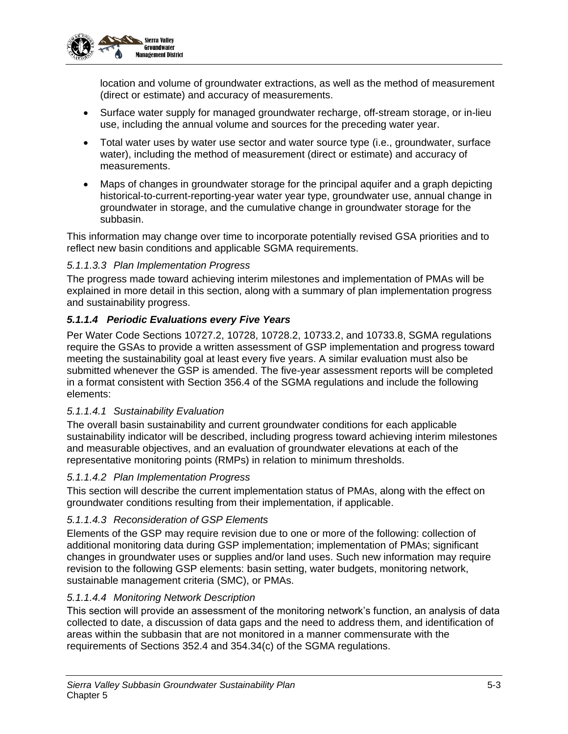location and volume of groundwater extractions, as well as the method of measurement (direct or estimate) and accuracy of measurements.

- Surface water supply for managed groundwater recharge, off-stream storage, or in-lieu use, including the annual volume and sources for the preceding water year.
- Total water uses by water use sector and water source type (i.e., groundwater, surface water), including the method of measurement (direct or estimate) and accuracy of measurements.
- Maps of changes in groundwater storage for the principal aquifer and a graph depicting historical-to-current-reporting-year water year type, groundwater use, annual change in groundwater in storage, and the cumulative change in groundwater storage for the subbasin.

This information may change over time to incorporate potentially revised GSA priorities and to reflect new basin conditions and applicable SGMA requirements.

##### *5.1.1.3.3 Plan Implementation Progress*

The progress made toward achieving interim milestones and implementation of PMAs will be explained in more detail in this section, along with a summary of plan implementation progress and sustainability progress.

#### ***5.1.1.4 Periodic Evaluations every Five Years***

Per Water Code Sections 10727.2, 10728, 10728.2, 10733.2, and 10733.8, SGMA regulations require the GSAs to provide a written assessment of GSP implementation and progress toward meeting the sustainability goal at least every five years. A similar evaluation must also be submitted whenever the GSP is amended. The five-year assessment reports will be completed in a format consistent with Section 356.4 of the SGMA regulations and include the following elements:

##### *5.1.1.4.1 Sustainability Evaluation*

The overall basin sustainability and current groundwater conditions for each applicable sustainability indicator will be described, including progress toward achieving interim milestones and measurable objectives, and an evaluation of groundwater elevations at each of the representative monitoring points (RMPs) in relation to minimum thresholds.

##### *5.1.1.4.2 Plan Implementation Progress*

This section will describe the current implementation status of PMAs, along with the effect on groundwater conditions resulting from their implementation, if applicable.

##### *5.1.1.4.3 Reconsideration of GSP Elements*

Elements of the GSP may require revision due to one or more of the following: collection of additional monitoring data during GSP implementation; implementation of PMAs; significant changes in groundwater uses or supplies and/or land uses. Such new information may require revision to the following GSP elements: basin setting, water budgets, monitoring network, sustainable management criteria (SMC), or PMAs.

##### *5.1.1.4.4 Monitoring Network Description*

This section will provide an assessment of the monitoring network's function, an analysis of data collected to date, a discussion of data gaps and the need to address them, and identification of areas within the subbasin that are not monitored in a manner commensurate with the requirements of Sections 352.4 and 354.34(c) of the SGMA regulations.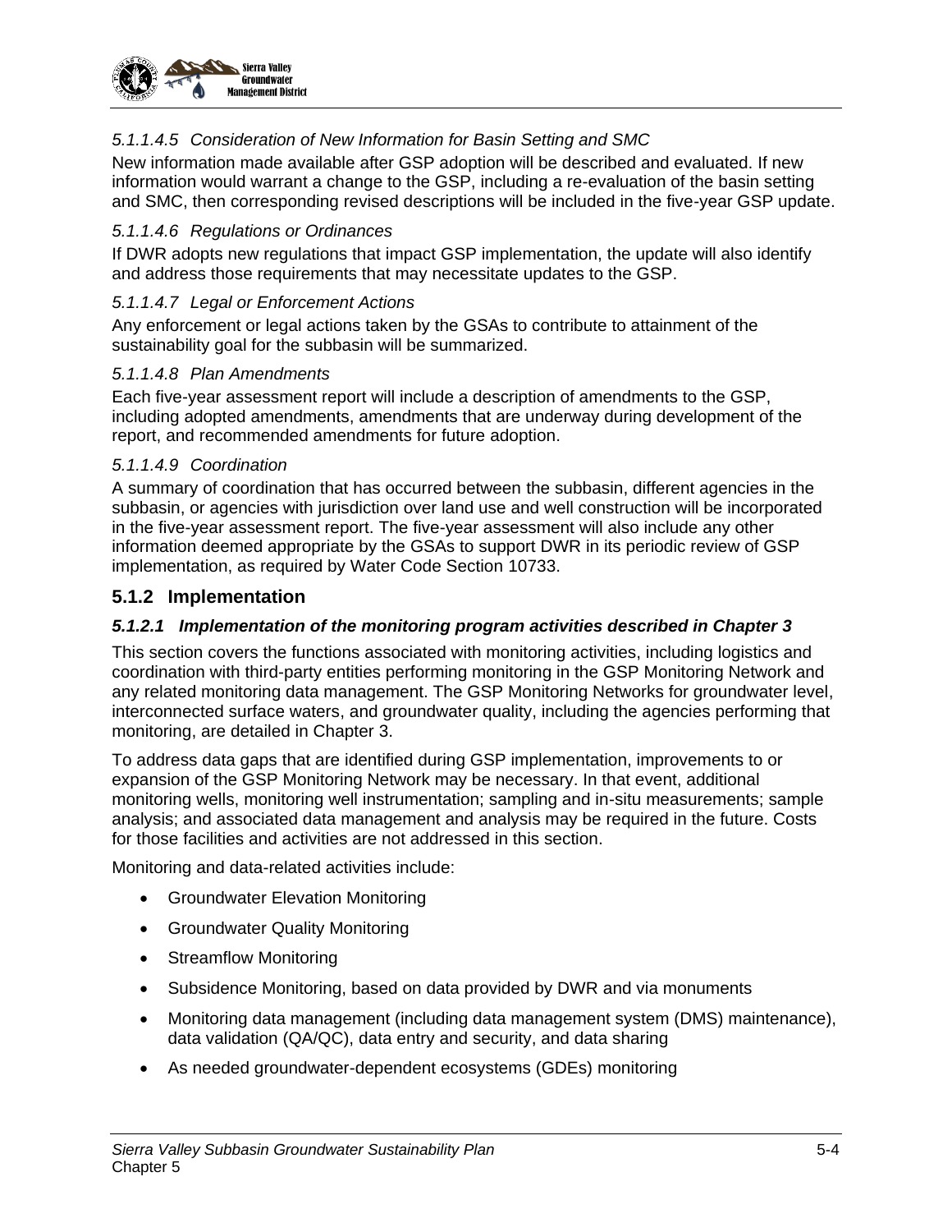*5.1.1.4.5 Consideration of New Information for Basin Setting and SMC*

New information made available after GSP adoption will be described and evaluated. If new information would warrant a change to the GSP, including a re-evaluation of the basin setting and SMC, then corresponding revised descriptions will be included in the five-year GSP update.

*5.1.1.4.6 Regulations or Ordinances*

If DWR adopts new regulations that impact GSP implementation, the update will also identify and address those requirements that may necessitate updates to the GSP.

*5.1.1.4.7 Legal or Enforcement Actions*

Any enforcement or legal actions taken by the GSAs to contribute to attainment of the sustainability goal for the subbasin will be summarized.

*5.1.1.4.8 Plan Amendments*

Each five-year assessment report will include a description of amendments to the GSP, including adopted amendments, amendments that are underway during development of the report, and recommended amendments for future adoption.

*5.1.1.4.9 Coordination*

A summary of coordination that has occurred between the subbasin, different agencies in the subbasin, or agencies with jurisdiction over land use and well construction will be incorporated in the five-year assessment report. The five-year assessment will also include any other information deemed appropriate by the GSAs to support DWR in its periodic review of GSP implementation, as required by Water Code Section 10733.

## 5.1.2 Implementation

### *5.1.2.1 Implementation of the monitoring program activities described in Chapter 3*

This section covers the functions associated with monitoring activities, including logistics and coordination with third-party entities performing monitoring in the GSP Monitoring Network and any related monitoring data management. The GSP Monitoring Networks for groundwater level, interconnected surface waters, and groundwater quality, including the agencies performing that monitoring, are detailed in Chapter 3.

To address data gaps that are identified during GSP implementation, improvements to or expansion of the GSP Monitoring Network may be necessary. In that event, additional monitoring wells, monitoring well instrumentation; sampling and in-situ measurements; sample analysis; and associated data management and analysis may be required in the future. Costs for those facilities and activities are not addressed in this section.

Monitoring and data-related activities include:

- Groundwater Elevation Monitoring
- Groundwater Quality Monitoring
- Streamflow Monitoring
- Subsidence Monitoring, based on data provided by DWR and via monuments
- Monitoring data management (including data management system (DMS) maintenance), data validation (QA/QC), data entry and security, and data sharing
- As needed groundwater-dependent ecosystems (GDEs) monitoring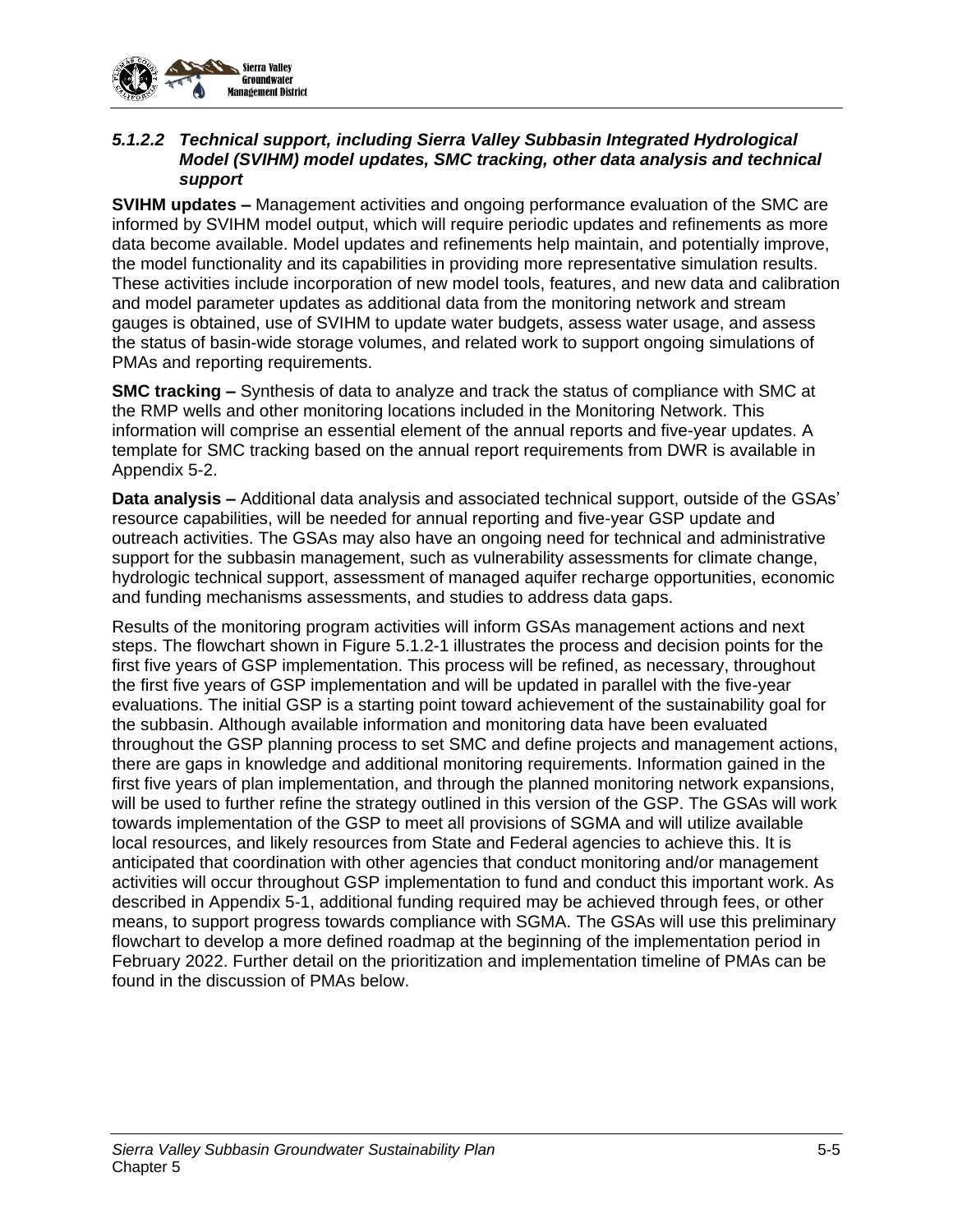#### *5.1.2.2 Technical support, including Sierra Valley Subbasin Integrated Hydrological Model (SVIHM) model updates, SMC tracking, other data analysis and technical support*

**SVIHM updates –** Management activities and ongoing performance evaluation of the SMC are informed by SVIHM model output, which will require periodic updates and refinements as more data become available. Model updates and refinements help maintain, and potentially improve, the model functionality and its capabilities in providing more representative simulation results. These activities include incorporation of new model tools, features, and new data and calibration and model parameter updates as additional data from the monitoring network and stream gauges is obtained, use of SVIHM to update water budgets, assess water usage, and assess the status of basin-wide storage volumes, and related work to support ongoing simulations of PMAs and reporting requirements.

**SMC tracking –** Synthesis of data to analyze and track the status of compliance with SMC at the RMP wells and other monitoring locations included in the Monitoring Network. This information will comprise an essential element of the annual reports and five-year updates. A template for SMC tracking based on the annual report requirements from DWR is available in Appendix 5-2.

**Data analysis –** Additional data analysis and associated technical support, outside of the GSAs' resource capabilities, will be needed for annual reporting and five-year GSP update and outreach activities. The GSAs may also have an ongoing need for technical and administrative support for the subbasin management, such as vulnerability assessments for climate change, hydrologic technical support, assessment of managed aquifer recharge opportunities, economic and funding mechanisms assessments, and studies to address data gaps.

Results of the monitoring program activities will inform GSAs management actions and next steps. The flowchart shown in Figure 5.1.2-1 illustrates the process and decision points for the first five years of GSP implementation. This process will be refined, as necessary, throughout the first five years of GSP implementation and will be updated in parallel with the five-year evaluations. The initial GSP is a starting point toward achievement of the sustainability goal for the subbasin. Although available information and monitoring data have been evaluated throughout the GSP planning process to set SMC and define projects and management actions, there are gaps in knowledge and additional monitoring requirements. Information gained in the first five years of plan implementation, and through the planned monitoring network expansions, will be used to further refine the strategy outlined in this version of the GSP. The GSAs will work towards implementation of the GSP to meet all provisions of SGMA and will utilize available local resources, and likely resources from State and Federal agencies to achieve this. It is anticipated that coordination with other agencies that conduct monitoring and/or management activities will occur throughout GSP implementation to fund and conduct this important work. As described in Appendix 5-1, additional funding required may be achieved through fees, or other means, to support progress towards compliance with SGMA. The GSAs will use this preliminary flowchart to develop a more defined roadmap at the beginning of the implementation period in February 2022. Further detail on the prioritization and implementation timeline of PMAs can be found in the discussion of PMAs below.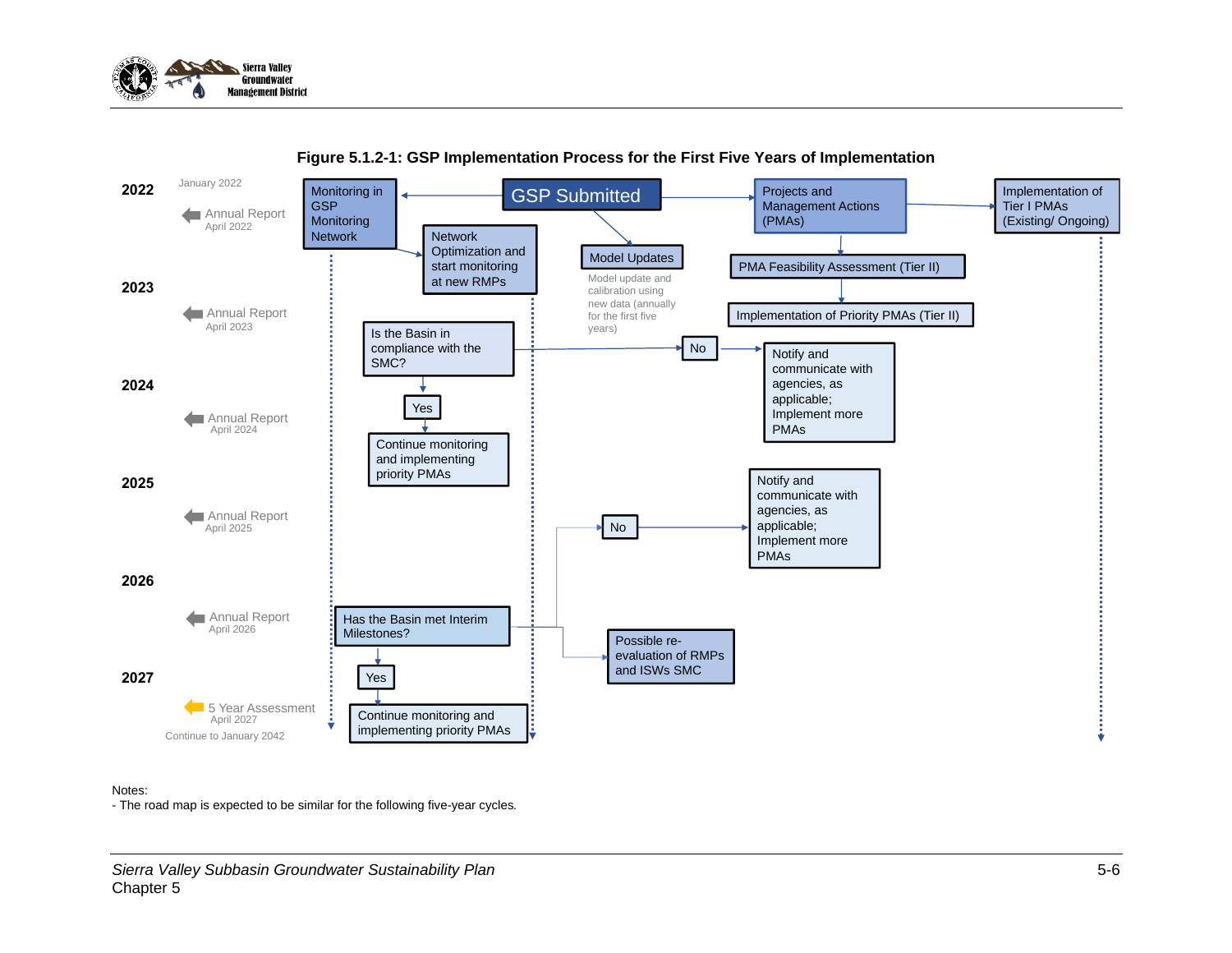**Figure 5.1.2-1: GSP Implementation Process for the First Five Years of Implementation**

2022

January 2022

Annual Report
April 2022

2023

Annual Report
April 2023

2024

Annual Report
April 2024

2025

Annual Report
April 2025

2026

Annual Report
April 2026

2027

5 Year Assessment
April 2027

Continue to January 2042

GSP Submitted

Monitoring in GSP Monitoring Network

Network Optimization and start monitoring at new RMPs

Model Updates

Model update and calibration using new data (annually for the first five years)

Projects and Management Actions (PMAs)

Implementation of Tier I PMAs (Existing/ Ongoing)

PMA Feasibility Assessment (Tier II)

Implementation of Priority PMAs (Tier II)

Is the Basin in compliance with the SMC?

No

Notify and communicate with agencies, as applicable; Implement more PMAs

Yes

Continue monitoring and implementing priority PMAs

No

Notify and communicate with agencies, as applicable; Implement more PMAs

Has the Basin met Interim Milestones?

Possible re-evaluation of RMPs and ISWs SMC

Yes

Continue monitoring and implementing priority PMAs

Notes:
- The road map is expected to be similar for the following five-year cycles.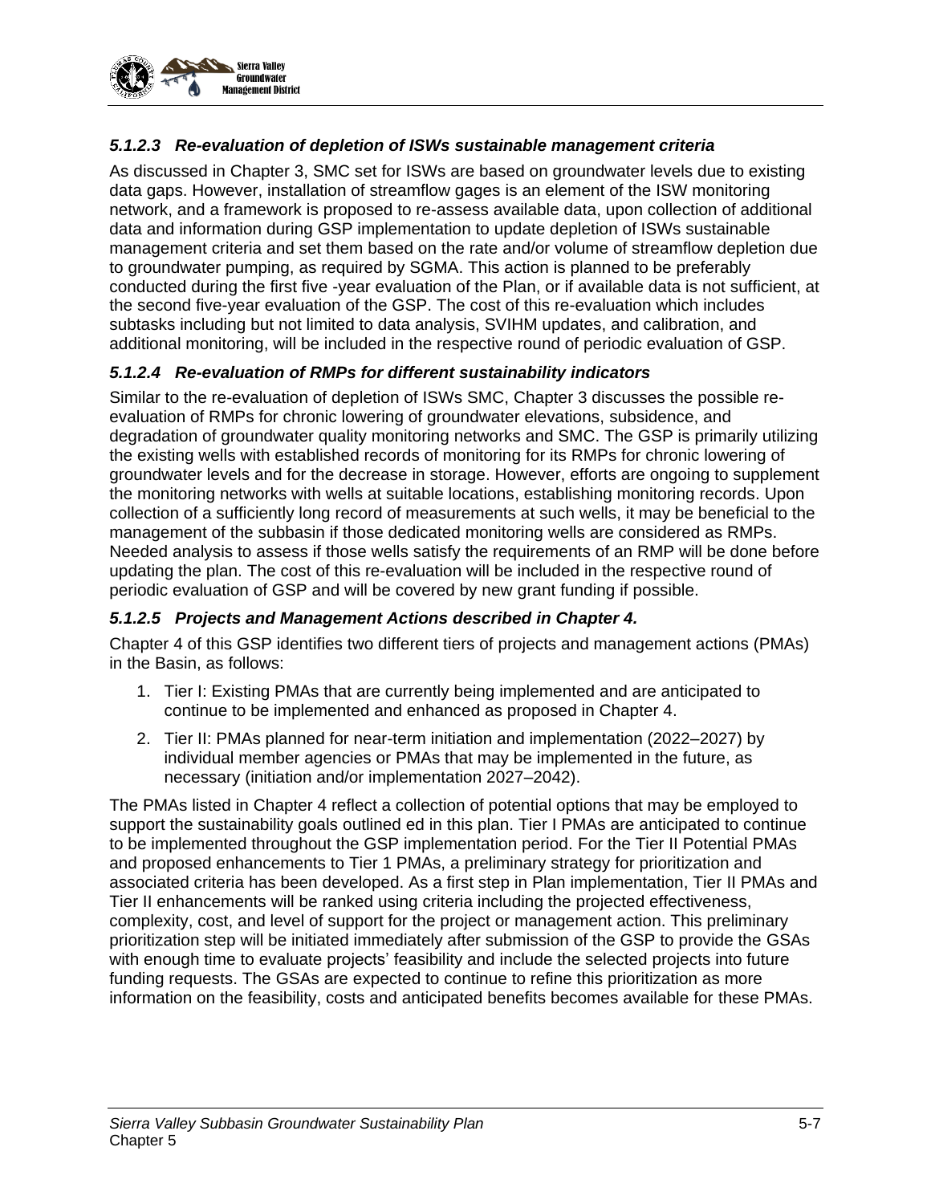#### *5.1.2.3 Re-evaluation of depletion of ISWs sustainable management criteria*

As discussed in Chapter 3, SMC set for ISWs are based on groundwater levels due to existing data gaps. However, installation of streamflow gages is an element of the ISW monitoring network, and a framework is proposed to re-assess available data, upon collection of additional data and information during GSP implementation to update depletion of ISWs sustainable management criteria and set them based on the rate and/or volume of streamflow depletion due to groundwater pumping, as required by SGMA. This action is planned to be preferably conducted during the first five -year evaluation of the Plan, or if available data is not sufficient, at the second five-year evaluation of the GSP. The cost of this re-evaluation which includes subtasks including but not limited to data analysis, SVIHM updates, and calibration, and additional monitoring, will be included in the respective round of periodic evaluation of GSP.

#### *5.1.2.4 Re-evaluation of RMPs for different sustainability indicators*

Similar to the re-evaluation of depletion of ISWs SMC, Chapter 3 discusses the possible re-evaluation of RMPs for chronic lowering of groundwater elevations, subsidence, and degradation of groundwater quality monitoring networks and SMC. The GSP is primarily utilizing the existing wells with established records of monitoring for its RMPs for chronic lowering of groundwater levels and for the decrease in storage. However, efforts are ongoing to supplement the monitoring networks with wells at suitable locations, establishing monitoring records. Upon collection of a sufficiently long record of measurements at such wells, it may be beneficial to the management of the subbasin if those dedicated monitoring wells are considered as RMPs. Needed analysis to assess if those wells satisfy the requirements of an RMP will be done before updating the plan. The cost of this re-evaluation will be included in the respective round of periodic evaluation of GSP and will be covered by new grant funding if possible.

#### *5.1.2.5 Projects and Management Actions described in Chapter 4.*

Chapter 4 of this GSP identifies two different tiers of projects and management actions (PMAs) in the Basin, as follows:

1. Tier I: Existing PMAs that are currently being implemented and are anticipated to continue to be implemented and enhanced as proposed in Chapter 4.
2. Tier II: PMAs planned for near-term initiation and implementation (2022–2027) by individual member agencies or PMAs that may be implemented in the future, as necessary (initiation and/or implementation 2027–2042).

The PMAs listed in Chapter 4 reflect a collection of potential options that may be employed to support the sustainability goals outlined ed in this plan. Tier I PMAs are anticipated to continue to be implemented throughout the GSP implementation period. For the Tier II Potential PMAs and proposed enhancements to Tier 1 PMAs, a preliminary strategy for prioritization and associated criteria has been developed. As a first step in Plan implementation, Tier II PMAs and Tier II enhancements will be ranked using criteria including the projected effectiveness, complexity, cost, and level of support for the project or management action. This preliminary prioritization step will be initiated immediately after submission of the GSP to provide the GSAs with enough time to evaluate projects' feasibility and include the selected projects into future funding requests. The GSAs are expected to continue to refine this prioritization as more information on the feasibility, costs and anticipated benefits becomes available for these PMAs.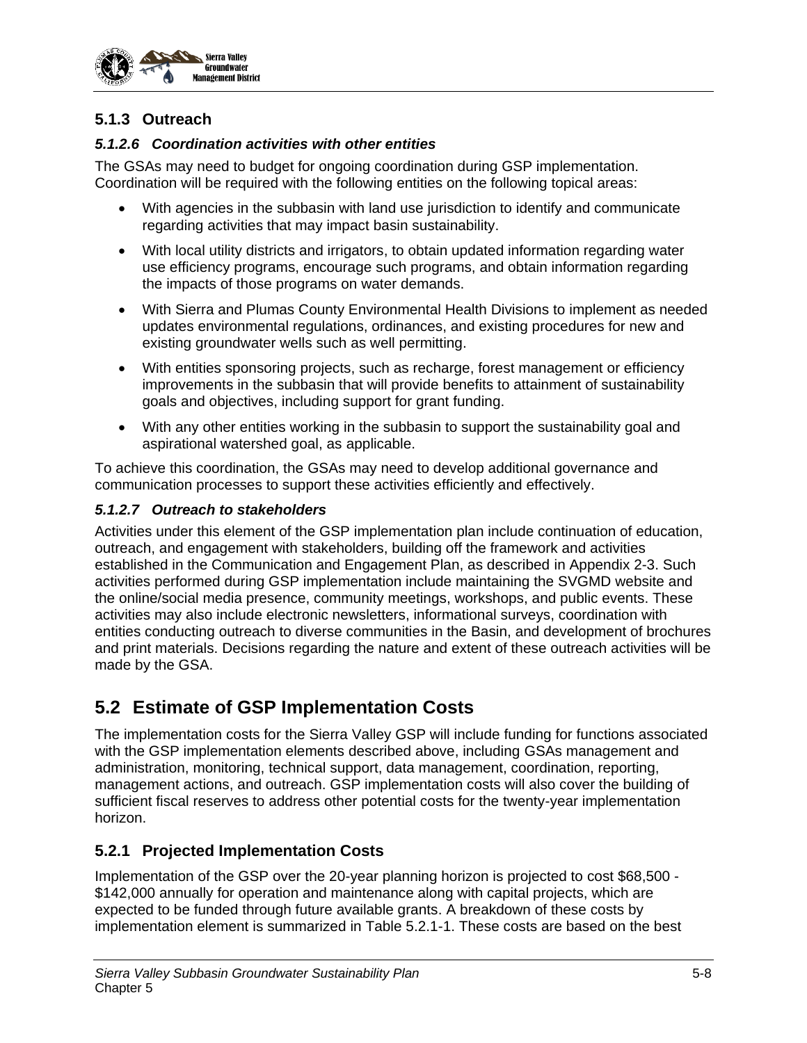### 5.1.3 Outreach

#### *5.1.2.6 Coordination activities with other entities*

The GSAs may need to budget for ongoing coordination during GSP implementation. Coordination will be required with the following entities on the following topical areas:

- With agencies in the subbasin with land use jurisdiction to identify and communicate regarding activities that may impact basin sustainability.
- With local utility districts and irrigators, to obtain updated information regarding water use efficiency programs, encourage such programs, and obtain information regarding the impacts of those programs on water demands.
- With Sierra and Plumas County Environmental Health Divisions to implement as needed updates environmental regulations, ordinances, and existing procedures for new and existing groundwater wells such as well permitting.
- With entities sponsoring projects, such as recharge, forest management or efficiency improvements in the subbasin that will provide benefits to attainment of sustainability goals and objectives, including support for grant funding.
- With any other entities working in the subbasin to support the sustainability goal and aspirational watershed goal, as applicable.

To achieve this coordination, the GSAs may need to develop additional governance and communication processes to support these activities efficiently and effectively.

#### *5.1.2.7 Outreach to stakeholders*

Activities under this element of the GSP implementation plan include continuation of education, outreach, and engagement with stakeholders, building off the framework and activities established in the Communication and Engagement Plan, as described in Appendix 2-3. Such activities performed during GSP implementation include maintaining the SVGMD website and the online/social media presence, community meetings, workshops, and public events. These activities may also include electronic newsletters, informational surveys, coordination with entities conducting outreach to diverse communities in the Basin, and development of brochures and print materials. Decisions regarding the nature and extent of these outreach activities will be made by the GSA.

## 5.2 Estimate of GSP Implementation Costs

The implementation costs for the Sierra Valley GSP will include funding for functions associated with the GSP implementation elements described above, including GSAs management and administration, monitoring, technical support, data management, coordination, reporting, management actions, and outreach. GSP implementation costs will also cover the building of sufficient fiscal reserves to address other potential costs for the twenty-year implementation horizon.

### 5.2.1 Projected Implementation Costs

Implementation of the GSP over the 20-year planning horizon is projected to cost \$68,500 - \$142,000 annually for operation and maintenance along with capital projects, which are expected to be funded through future available grants. A breakdown of these costs by implementation element is summarized in Table 5.2.1-1. These costs are based on the best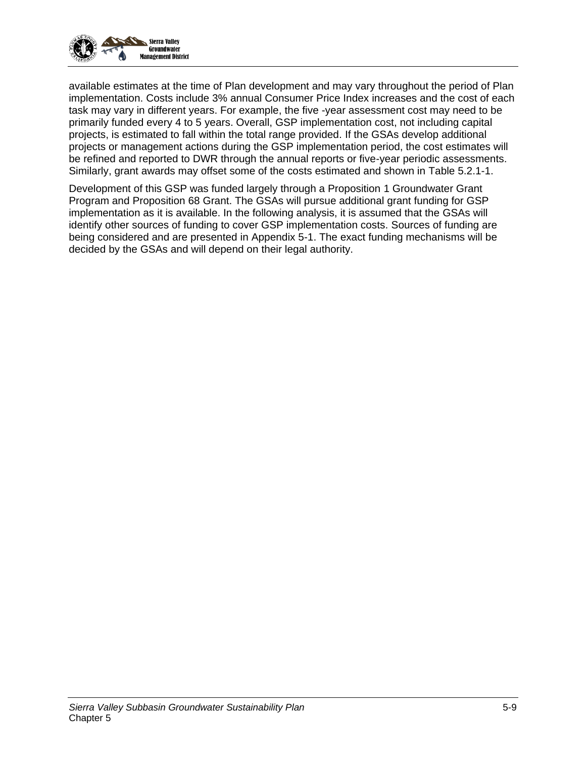available estimates at the time of Plan development and may vary throughout the period of Plan implementation. Costs include 3% annual Consumer Price Index increases and the cost of each task may vary in different years. For example, the five -year assessment cost may need to be primarily funded every 4 to 5 years. Overall, GSP implementation cost, not including capital projects, is estimated to fall within the total range provided. If the GSAs develop additional projects or management actions during the GSP implementation period, the cost estimates will be refined and reported to DWR through the annual reports or five-year periodic assessments. Similarly, grant awards may offset some of the costs estimated and shown in Table 5.2.1-1.

Development of this GSP was funded largely through a Proposition 1 Groundwater Grant Program and Proposition 68 Grant. The GSAs will pursue additional grant funding for GSP implementation as it is available. In the following analysis, it is assumed that the GSAs will identify other sources of funding to cover GSP implementation costs. Sources of funding are being considered and are presented in Appendix 5-1. The exact funding mechanisms will be decided by the GSAs and will depend on their legal authority.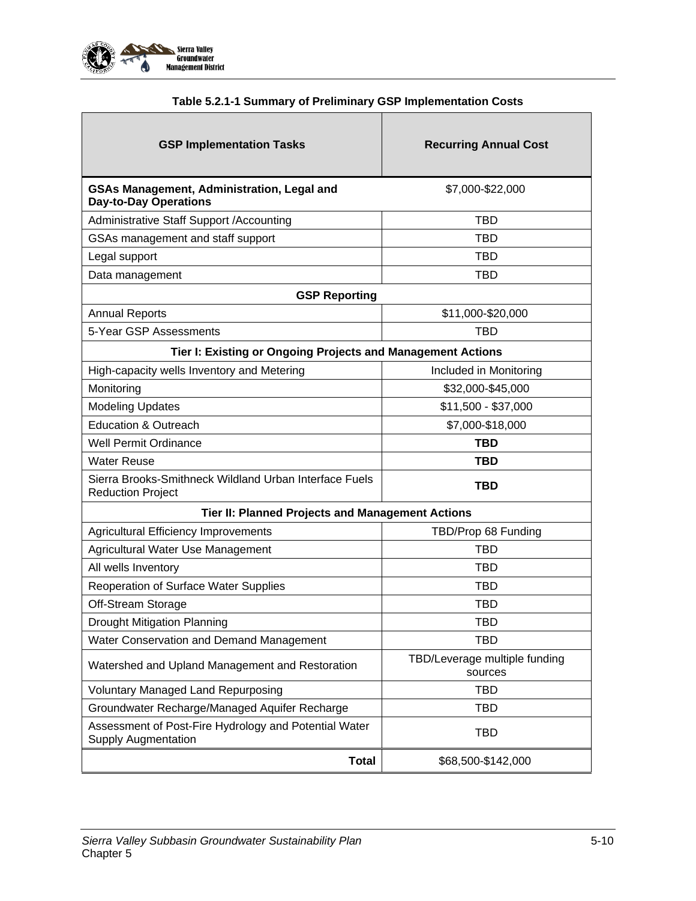**Table 5.2.1-1 Summary of Preliminary GSP Implementation Costs**

| GSP Implementation Tasks | Recurring Annual Cost |
|---|---|
| **GSAs Management, Administration, Legal and Day-to-Day Operations** | $7,000-$22,000 |
| Administrative Staff Support /Accounting | TBD |
| GSAs management and staff support | TBD |
| Legal support | TBD |
| Data management | TBD |
| **GSP Reporting** | |
| Annual Reports | $11,000-$20,000 |
| 5-Year GSP Assessments | TBD |
| **Tier I: Existing or Ongoing Projects and Management Actions** | |
| High-capacity wells Inventory and Metering | Included in Monitoring |
| Monitoring | $32,000-$45,000 |
| Modeling Updates | $11,500 - $37,000 |
| Education & Outreach | $7,000-$18,000 |
| Well Permit Ordinance | **TBD** |
| Water Reuse | **TBD** |
| Sierra Brooks-Smithneck Wildland Urban Interface Fuels Reduction Project | **TBD** |
| **Tier II: Planned Projects and Management Actions** | |
| Agricultural Efficiency Improvements | TBD/Prop 68 Funding |
| Agricultural Water Use Management | TBD |
| All wells Inventory | TBD |
| Reoperation of Surface Water Supplies | TBD |
| Off-Stream Storage | TBD |
| Drought Mitigation Planning | TBD |
| Water Conservation and Demand Management | TBD |
| Watershed and Upland Management and Restoration | TBD/Leverage multiple funding sources |
| Voluntary Managed Land Repurposing | TBD |
| Groundwater Recharge/Managed Aquifer Recharge | TBD |
| Assessment of Post-Fire Hydrology and Potential Water Supply Augmentation | TBD |
| **Total** | $68,500-$142,000 |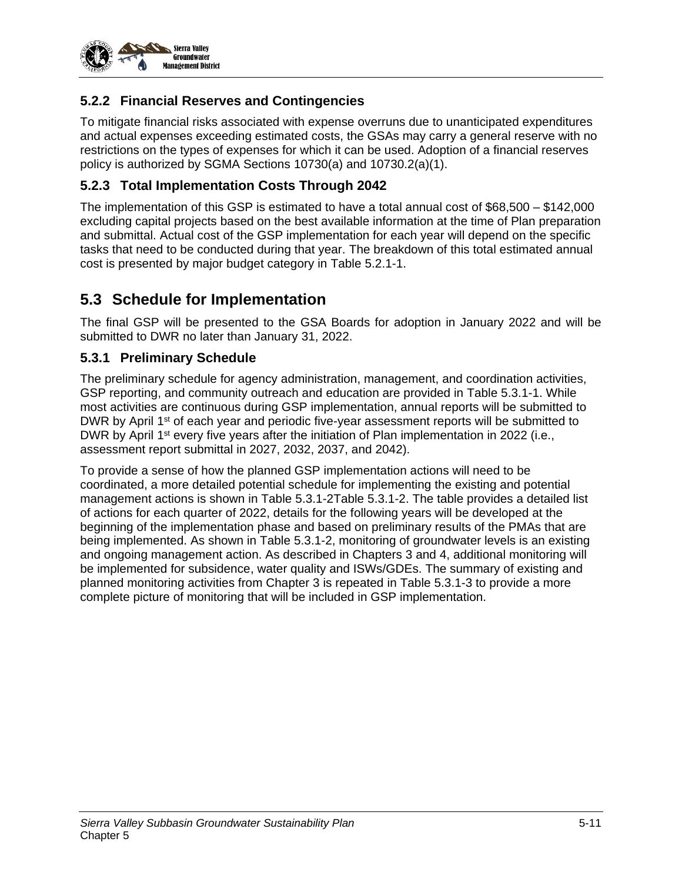### 5.2.2 Financial Reserves and Contingencies

To mitigate financial risks associated with expense overruns due to unanticipated expenditures and actual expenses exceeding estimated costs, the GSAs may carry a general reserve with no restrictions on the types of expenses for which it can be used. Adoption of a financial reserves policy is authorized by SGMA Sections 10730(a) and 10730.2(a)(1).

### 5.2.3 Total Implementation Costs Through 2042

The implementation of this GSP is estimated to have a total annual cost of $68,500 – $142,000 excluding capital projects based on the best available information at the time of Plan preparation and submittal. Actual cost of the GSP implementation for each year will depend on the specific tasks that need to be conducted during that year. The breakdown of this total estimated annual cost is presented by major budget category in Table 5.2.1-1.

## 5.3 Schedule for Implementation

The final GSP will be presented to the GSA Boards for adoption in January 2022 and will be submitted to DWR no later than January 31, 2022.

### 5.3.1 Preliminary Schedule

The preliminary schedule for agency administration, management, and coordination activities, GSP reporting, and community outreach and education are provided in Table 5.3.1-1. While most activities are continuous during GSP implementation, annual reports will be submitted to DWR by April 1st of each year and periodic five-year assessment reports will be submitted to DWR by April 1st every five years after the initiation of Plan implementation in 2022 (i.e., assessment report submittal in 2027, 2032, 2037, and 2042).

To provide a sense of how the planned GSP implementation actions will need to be coordinated, a more detailed potential schedule for implementing the existing and potential management actions is shown in Table 5.3.1-2Table 5.3.1-2. The table provides a detailed list of actions for each quarter of 2022, details for the following years will be developed at the beginning of the implementation phase and based on preliminary results of the PMAs that are being implemented. As shown in Table 5.3.1-2, monitoring of groundwater levels is an existing and ongoing management action. As described in Chapters 3 and 4, additional monitoring will be implemented for subsidence, water quality and ISWs/GDEs. The summary of existing and planned monitoring activities from Chapter 3 is repeated in Table 5.3.1-3 to provide a more complete picture of monitoring that will be included in GSP implementation.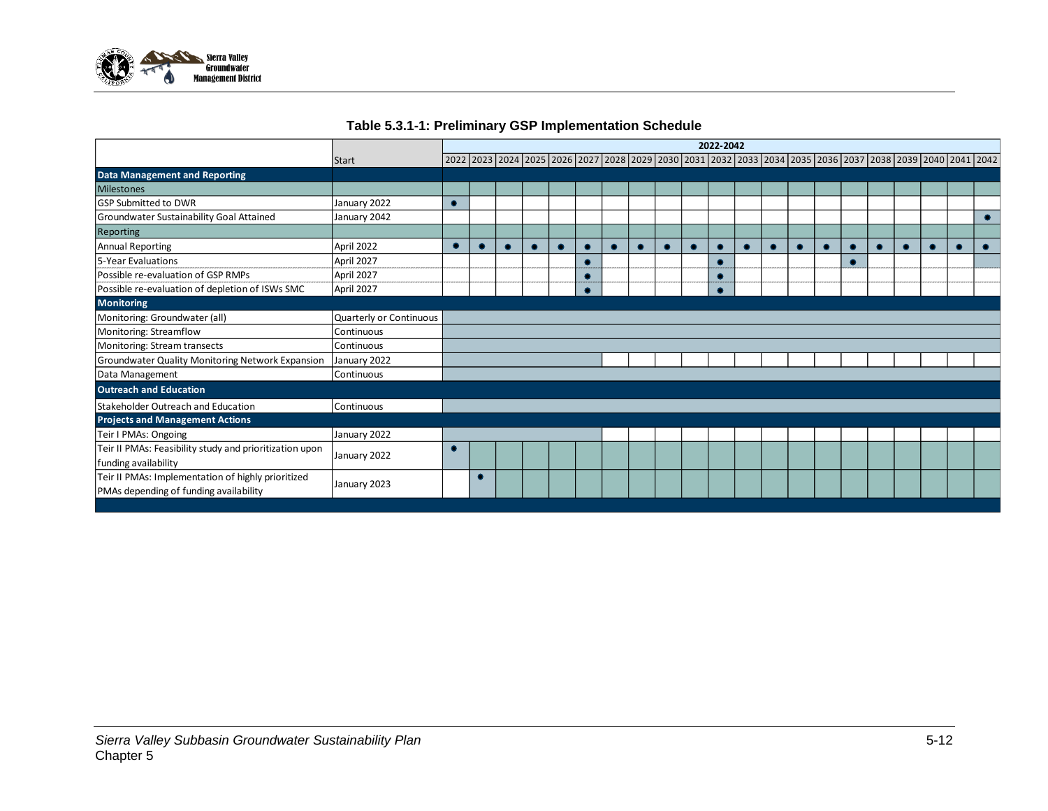**Table 5.3.1-1: Preliminary GSP Implementation Schedule**

| | | 2022-2042 | | | | | | | | | | | | | | | | | | | | |
|---|---|---|---|---|---|---|---|---|---|---|---|---|---|---|---|---|---|---|---|---|---|---|
| | Start | 2022 | 2023 | 2024 | 2025 | 2026 | 2027 | 2028 | 2029 | 2030 | 2031 | 2032 | 2033 | 2034 | 2035 | 2036 | 2037 | 2038 | 2039 | 2040 | 2041 | 2042 |
| **Data Management and Reporting** | | | | | | | | | | | | | | | | | | | | | | |
| Milestones | | | | | | | | | | | | | | | | | | | | | | |
| GSP Submitted to DWR | January 2022 | ● | | | | | | | | | | | | | | | | | | | | |
| Groundwater Sustainability Goal Attained | January 2042 | | | | | | | | | | | | | | | | | | | | | ● |
| Reporting | | | | | | | | | | | | | | | | | | | | | | |
| Annual Reporting | April 2022 | ● | ● | ● | ● | ● | ● | ● | ● | ● | ● | ● | ● | ● | ● | ● | ● | ● | ● | ● | ● | ● |
| 5-Year Evaluations | April 2027 | | | | | | ● | | | | | ● | | | | | ● | | | | | |
| Possible re-evaluation of GSP RMPs | April 2027 | | | | | | ● | | | | | ● | | | | | | | | | | |
| Possible re-evaluation of depletion of ISWs SMC | April 2027 | | | | | | ● | | | | | ● | | | | | | | | | | |
| **Monitoring** | | | | | | | | | | | | | | | | | | | | | | |
| Monitoring: Groundwater (all) | Quarterly or Continuous | | | | | | | | | | | | | | | | | | | | | |
| Monitoring: Streamflow | Continuous | | | | | | | | | | | | | | | | | | | | | |
| Monitoring: Stream transects | Continuous | | | | | | | | | | | | | | | | | | | | | |
| Groundwater Quality Monitoring Network Expansion | January 2022 | | | | | | | | | | | | | | | | | | | | | |
| Data Management | Continuous | | | | | | | | | | | | | | | | | | | | | |
| **Outreach and Education** | | | | | | | | | | | | | | | | | | | | | | |
| Stakeholder Outreach and Education | Continuous | | | | | | | | | | | | | | | | | | | | | |
| **Projects and Management Actions** | | | | | | | | | | | | | | | | | | | | | | |
| Teir I PMAs: Ongoing | January 2022 | | | | | | | | | | | | | | | | | | | | | |
| Teir II PMAs: Feasibility study and prioritization upon funding availability | January 2022 | ● | | | | | | | | | | | | | | | | | | | | |
| Teir II PMAs: Implementation of highly prioritized PMAs depending of funding availability | January 2023 | | ● | | | | | | | | | | | | | | | | | | | |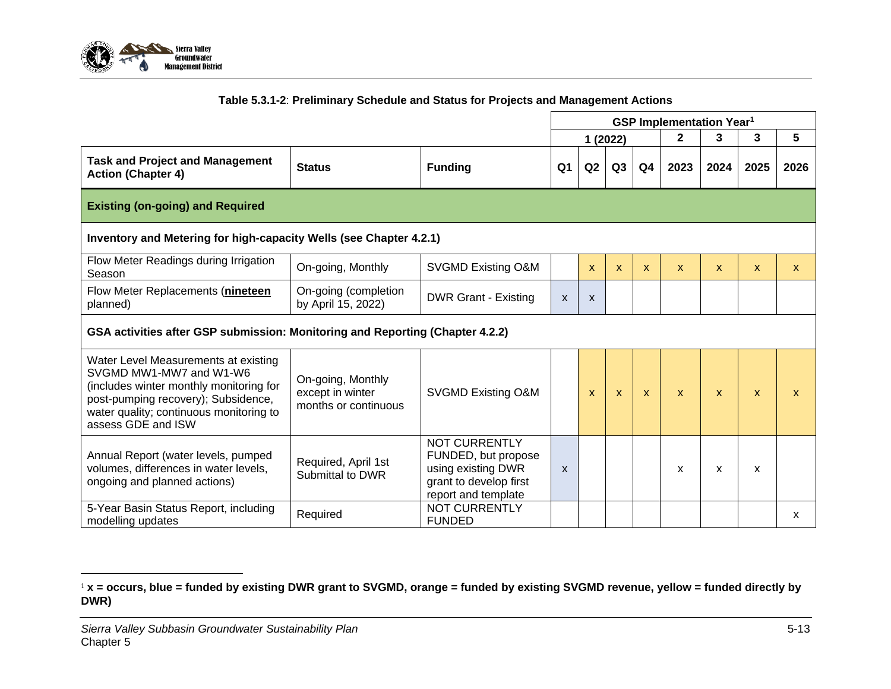**Table 5.3.1-2**: **Preliminary Schedule and Status for Projects and Management Actions**

| | | | GSP Implementation Year[1] | | | | | | | |
|---|---|---|---|---|---|---|---|---|---|---|
| | | | 1 (2022) | | | | 2 | 3 | 3 | 5 |
| **Task and Project and Management Action (Chapter 4)** | **Status** | **Funding** | **Q1** | **Q2** | **Q3** | **Q4** | **2023** | **2024** | **2025** | **2026** |
| **Existing (on-going) and Required** | | | | | | | | | | |
| **Inventory and Metering for high-capacity Wells (see Chapter 4.2.1)** | | | | | | | | | | |
| Flow Meter Readings during Irrigation Season | On-going, Monthly | SVGMD Existing O&M | | x | x | x | x | x | x | x |
| Flow Meter Replacements (**nineteen** planned) | On-going (completion by April 15, 2022) | DWR Grant - Existing | x | x | | | | | | |
| **GSA activities after GSP submission: Monitoring and Reporting (Chapter 4.2.2)** | | | | | | | | | | |
| Water Level Measurements at existing SVGMD MW1-MW7 and W1-W6 (includes winter monthly monitoring for post-pumping recovery); Subsidence, water quality; continuous monitoring to assess GDE and ISW | On-going, Monthly except in winter months or continuous | SVGMD Existing O&M | | x | x | x | x | x | x | x |
| Annual Report (water levels, pumped volumes, differences in water levels, ongoing and planned actions) | Required, April 1st Submittal to DWR | NOT CURRENTLY FUNDED, but propose using existing DWR grant to develop first report and template | x | | | | x | x | x | |
| 5-Year Basin Status Report, including modelling updates | Required | NOT CURRENTLY FUNDED | | | | | | | | x |

[1] **x = occurs, blue = funded by existing DWR grant to SVGMD, orange = funded by existing SVGMD revenue, yellow = funded directly by DWR)**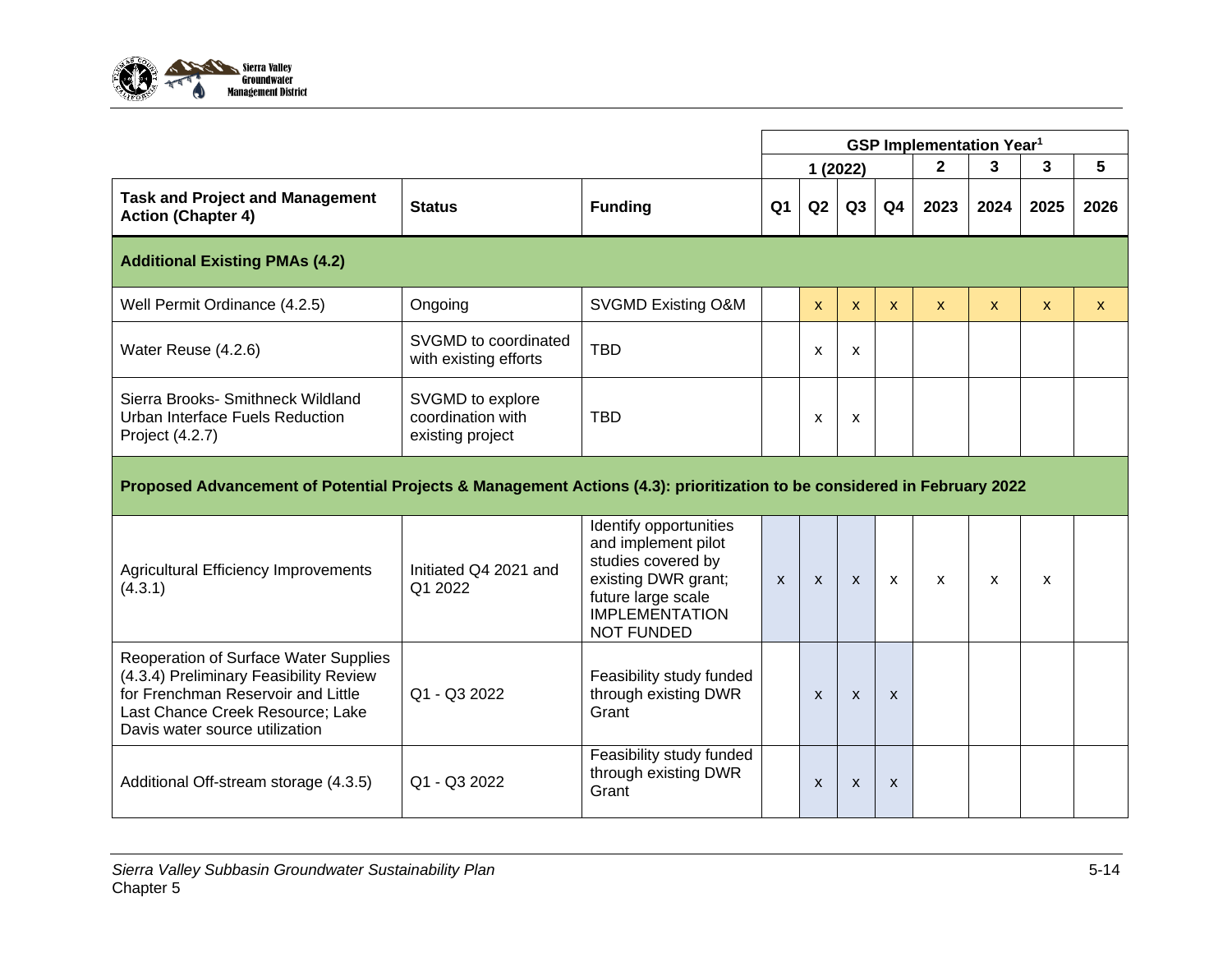| | | | GSP Implementation Year[1] | | | | | | | |
|---|---|---|---|---|---|---|---|---|---|---|
| | | | 1 (2022) | | | | 2 | 3 | 3 | 5 |
| **Task and Project and Management Action (Chapter 4)** | **Status** | **Funding** | **Q1** | **Q2** | **Q3** | **Q4** | **2023** | **2024** | **2025** | **2026** |
| **Additional Existing PMAs (4.2)** | | | | | | | | | | |
| Well Permit Ordinance (4.2.5) | Ongoing | SVGMD Existing O&M | | x | x | x | x | x | x | x |
| Water Reuse (4.2.6) | SVGMD to coordinated with existing efforts | TBD | | x | x | | | | | |
| Sierra Brooks- Smithneck Wildland Urban Interface Fuels Reduction Project (4.2.7) | SVGMD to explore coordination with existing project | TBD | | x | x | | | | | |
| **Proposed Advancement of Potential Projects & Management Actions (4.3): prioritization to be considered in February 2022** | | | | | | | | | | |
| Agricultural Efficiency Improvements (4.3.1) | Initiated Q4 2021 and Q1 2022 | Identify opportunities and implement pilot studies covered by existing DWR grant; future large scale IMPLEMENTATION NOT FUNDED | x | x | x | x | x | x | x | |
| Reoperation of Surface Water Supplies (4.3.4) Preliminary Feasibility Review for Frenchman Reservoir and Little Last Chance Creek Resource; Lake Davis water source utilization | Q1 - Q3 2022 | Feasibility study funded through existing DWR Grant | | x | x | x | | | | |
| Additional Off-stream storage (4.3.5) | Q1 - Q3 2022 | Feasibility study funded through existing DWR Grant | | x | x | x | | | | |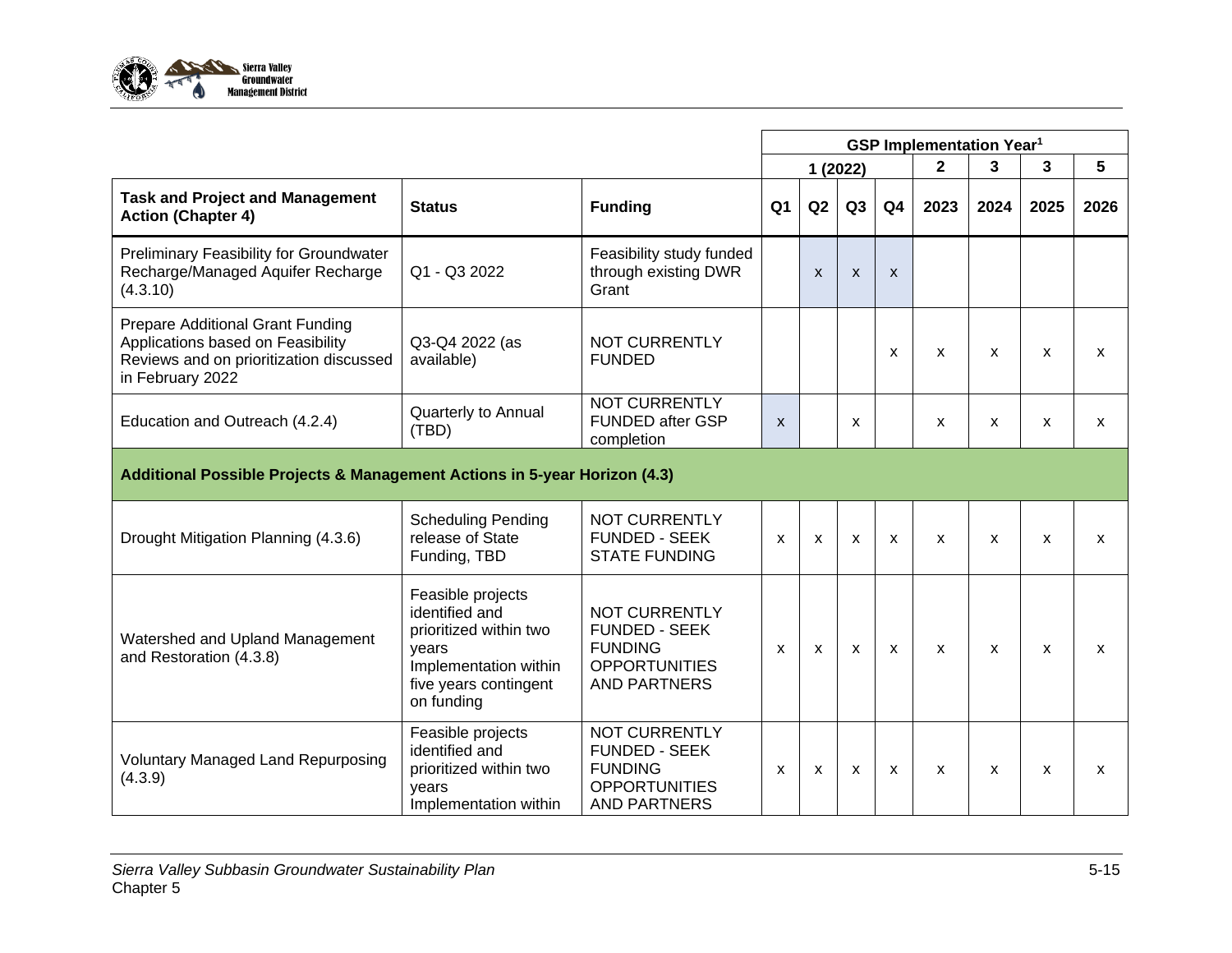| | | | GSP Implementation Year[1] | | | | | | | |
|---|---|---|---|---|---|---|---|---|---|---|
| | | | 1 (2022) | | | | 2 | 3 | 3 | 5 |
| **Task and Project and Management Action (Chapter 4)** | **Status** | **Funding** | **Q1** | **Q2** | **Q3** | **Q4** | **2023** | **2024** | **2025** | **2026** |
| Preliminary Feasibility for Groundwater Recharge/Managed Aquifer Recharge (4.3.10) | Q1 - Q3 2022 | Feasibility study funded through existing DWR Grant | | x | x | x | | | | |
| Prepare Additional Grant Funding Applications based on Feasibility Reviews and on prioritization discussed in February 2022 | Q3-Q4 2022 (as available) | NOT CURRENTLY FUNDED | | | | x | x | x | x | x |
| Education and Outreach (4.2.4) | Quarterly to Annual (TBD) | NOT CURRENTLY FUNDED after GSP completion | x | | x | | x | x | x | x |
| **Additional Possible Projects & Management Actions in 5-year Horizon (4.3)** | | | | | | | | | | |
| Drought Mitigation Planning (4.3.6) | Scheduling Pending release of State Funding, TBD | NOT CURRENTLY FUNDED - SEEK STATE FUNDING | x | x | x | x | x | x | x | x |
| Watershed and Upland Management and Restoration (4.3.8) | Feasible projects identified and prioritized within two years Implementation within five years contingent on funding | NOT CURRENTLY FUNDED - SEEK FUNDING OPPORTUNITIES AND PARTNERS | x | x | x | x | x | x | x | x |
| Voluntary Managed Land Repurposing (4.3.9) | Feasible projects identified and prioritized within two years Implementation within | NOT CURRENTLY FUNDED - SEEK FUNDING OPPORTUNITIES AND PARTNERS | x | x | x | x | x | x | x | x |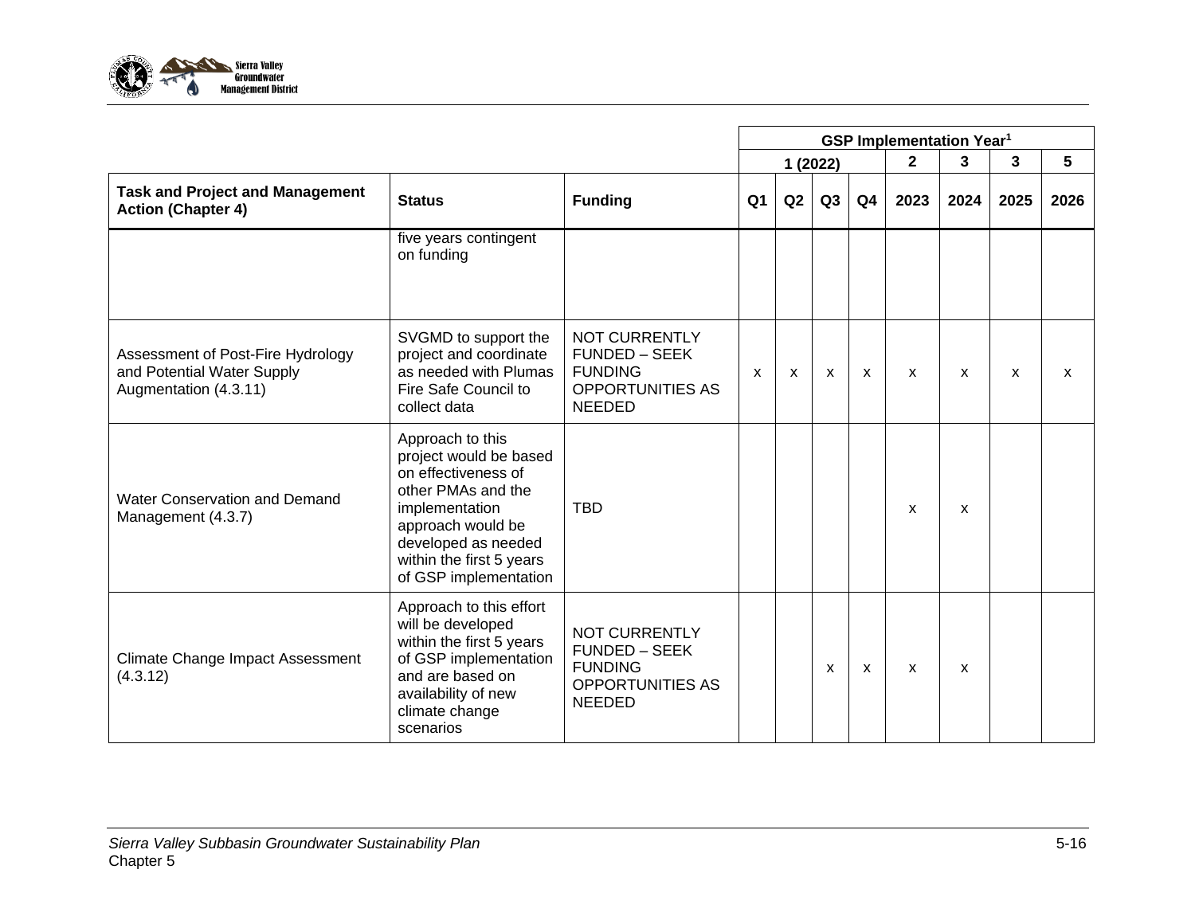| | | | GSP Implementation Year[1] | | | | | | | |
|---|---|---|---|---|---|---|---|---|---|---|
| | | | 1 (2022) | | | | 2 | 3 | 3 | 5 |
| **Task and Project and Management Action (Chapter 4)** | **Status** | **Funding** | **Q1** | **Q2** | **Q3** | **Q4** | **2023** | **2024** | **2025** | **2026** |
| | five years contingent on funding | | | | | | | | | |
| Assessment of Post-Fire Hydrology and Potential Water Supply Augmentation (4.3.11) | SVGMD to support the project and coordinate as needed with Plumas Fire Safe Council to collect data | NOT CURRENTLY FUNDED – SEEK FUNDING OPPORTUNITIES AS NEEDED | x | x | x | x | x | x | x | x |
| Water Conservation and Demand Management (4.3.7) | Approach to this project would be based on effectiveness of other PMAs and the implementation approach would be developed as needed within the first 5 years of GSP implementation | TBD | | | | | x | x | | |
| Climate Change Impact Assessment (4.3.12) | Approach to this effort will be developed within the first 5 years of GSP implementation and are based on availability of new climate change scenarios | NOT CURRENTLY FUNDED – SEEK FUNDING OPPORTUNITIES AS NEEDED | | | x | x | x | x | | |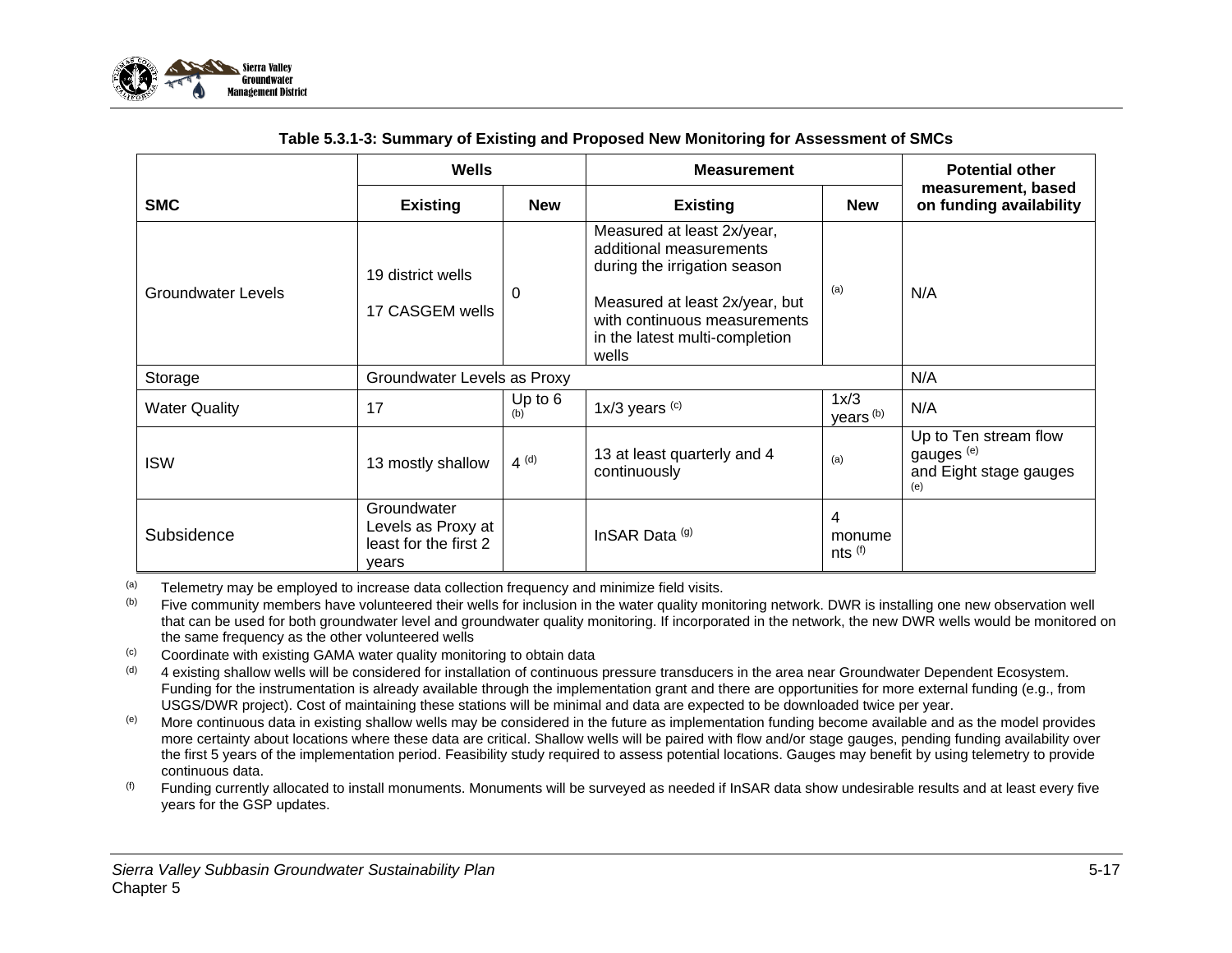**Table 5.3.1-3: Summary of Existing and Proposed New Monitoring for Assessment of SMCs**

| SMC | Wells | | Measurement | | Potential other measurement, based on funding availability |
|---|---|---|---|---|---|
| | Existing | New | Existing | New | |
| Groundwater Levels | 19 district wells<br>17 CASGEM wells | 0 | Measured at least 2x/year, additional measurements during the irrigation season<br>Measured at least 2x/year, but with continuous measurements in the latest multi-completion wells | (a) | N/A |
| Storage | Groundwater Levels as Proxy | | | | N/A |
| Water Quality | 17 | Up to 6 (b) | 1x/3 years (c) | 1x/3 years (b) | N/A |
| ISW | 13 mostly shallow | 4 (d) | 13 at least quarterly and 4 continuously | (a) | Up to Ten stream flow gauges (e) and Eight stage gauges (e) |
| Subsidence | Groundwater Levels as Proxy at least for the first 2 years | | InSAR Data (g) | 4 monuments (f) | |

(a) Telemetry may be employed to increase data collection frequency and minimize field visits.

(b) Five community members have volunteered their wells for inclusion in the water quality monitoring network. DWR is installing one new observation well that can be used for both groundwater level and groundwater quality monitoring. If incorporated in the network, the new DWR wells would be monitored on the same frequency as the other volunteered wells

(c) Coordinate with existing GAMA water quality monitoring to obtain data

(d) 4 existing shallow wells will be considered for installation of continuous pressure transducers in the area near Groundwater Dependent Ecosystem. Funding for the instrumentation is already available through the implementation grant and there are opportunities for more external funding (e.g., from USGS/DWR project). Cost of maintaining these stations will be minimal and data are expected to be downloaded twice per year.

(e) More continuous data in existing shallow wells may be considered in the future as implementation funding become available and as the model provides more certainty about locations where these data are critical. Shallow wells will be paired with flow and/or stage gauges, pending funding availability over the first 5 years of the implementation period. Feasibility study required to assess potential locations. Gauges may benefit by using telemetry to provide continuous data.

(f) Funding currently allocated to install monuments. Monuments will be surveyed as needed if InSAR data show undesirable results and at least every five years for the GSP updates.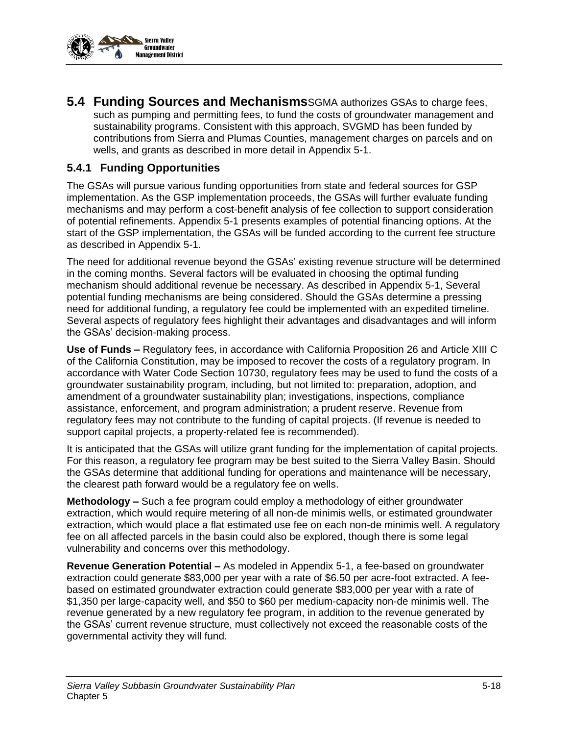## 5.4 Funding Sources and Mechanisms

SGMA authorizes GSAs to charge fees, such as pumping and permitting fees, to fund the costs of groundwater management and sustainability programs. Consistent with this approach, SVGMD has been funded by contributions from Sierra and Plumas Counties, management charges on parcels and on wells, and grants as described in more detail in Appendix 5-1.

### 5.4.1 Funding Opportunities

The GSAs will pursue various funding opportunities from state and federal sources for GSP implementation. As the GSP implementation proceeds, the GSAs will further evaluate funding mechanisms and may perform a cost-benefit analysis of fee collection to support consideration of potential refinements. Appendix 5-1 presents examples of potential financing options. At the start of the GSP implementation, the GSAs will be funded according to the current fee structure as described in Appendix 5-1.

The need for additional revenue beyond the GSAs' existing revenue structure will be determined in the coming months. Several factors will be evaluated in choosing the optimal funding mechanism should additional revenue be necessary. As described in Appendix 5-1, Several potential funding mechanisms are being considered. Should the GSAs determine a pressing need for additional funding, a regulatory fee could be implemented with an expedited timeline. Several aspects of regulatory fees highlight their advantages and disadvantages and will inform the GSAs' decision-making process.

**Use of Funds –** Regulatory fees, in accordance with California Proposition 26 and Article XIII C of the California Constitution, may be imposed to recover the costs of a regulatory program. In accordance with Water Code Section 10730, regulatory fees may be used to fund the costs of a groundwater sustainability program, including, but not limited to: preparation, adoption, and amendment of a groundwater sustainability plan; investigations, inspections, compliance assistance, enforcement, and program administration; a prudent reserve. Revenue from regulatory fees may not contribute to the funding of capital projects. (If revenue is needed to support capital projects, a property-related fee is recommended).

It is anticipated that the GSAs will utilize grant funding for the implementation of capital projects. For this reason, a regulatory fee program may be best suited to the Sierra Valley Basin. Should the GSAs determine that additional funding for operations and maintenance will be necessary, the clearest path forward would be a regulatory fee on wells.

**Methodology –** Such a fee program could employ a methodology of either groundwater extraction, which would require metering of all non-de minimis wells, or estimated groundwater extraction, which would place a flat estimated use fee on each non-de minimis well. A regulatory fee on all affected parcels in the basin could also be explored, though there is some legal vulnerability and concerns over this methodology.

**Revenue Generation Potential –** As modeled in Appendix 5-1, a fee-based on groundwater extraction could generate $83,000 per year with a rate of $6.50 per acre-foot extracted. A fee-based on estimated groundwater extraction could generate $83,000 per year with a rate of $1,350 per large-capacity well, and $50 to $60 per medium-capacity non-de minimis well. The revenue generated by a new regulatory fee program, in addition to the revenue generated by the GSAs' current revenue structure, must collectively not exceed the reasonable costs of the governmental activity they will fund.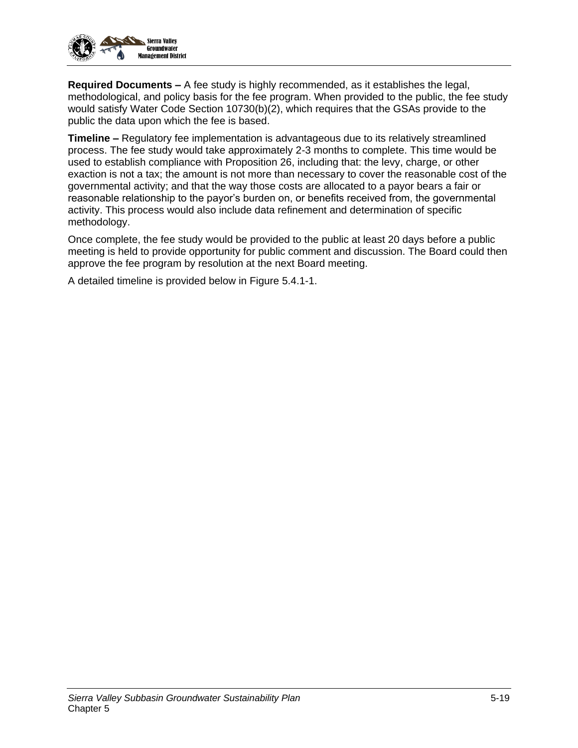**Required Documents –** A fee study is highly recommended, as it establishes the legal, methodological, and policy basis for the fee program. When provided to the public, the fee study would satisfy Water Code Section 10730(b)(2), which requires that the GSAs provide to the public the data upon which the fee is based.

**Timeline –** Regulatory fee implementation is advantageous due to its relatively streamlined process. The fee study would take approximately 2-3 months to complete. This time would be used to establish compliance with Proposition 26, including that: the levy, charge, or other exaction is not a tax; the amount is not more than necessary to cover the reasonable cost of the governmental activity; and that the way those costs are allocated to a payor bears a fair or reasonable relationship to the payor's burden on, or benefits received from, the governmental activity. This process would also include data refinement and determination of specific methodology.

Once complete, the fee study would be provided to the public at least 20 days before a public meeting is held to provide opportunity for public comment and discussion. The Board could then approve the fee program by resolution at the next Board meeting.

A detailed timeline is provided below in Figure 5.4.1-1.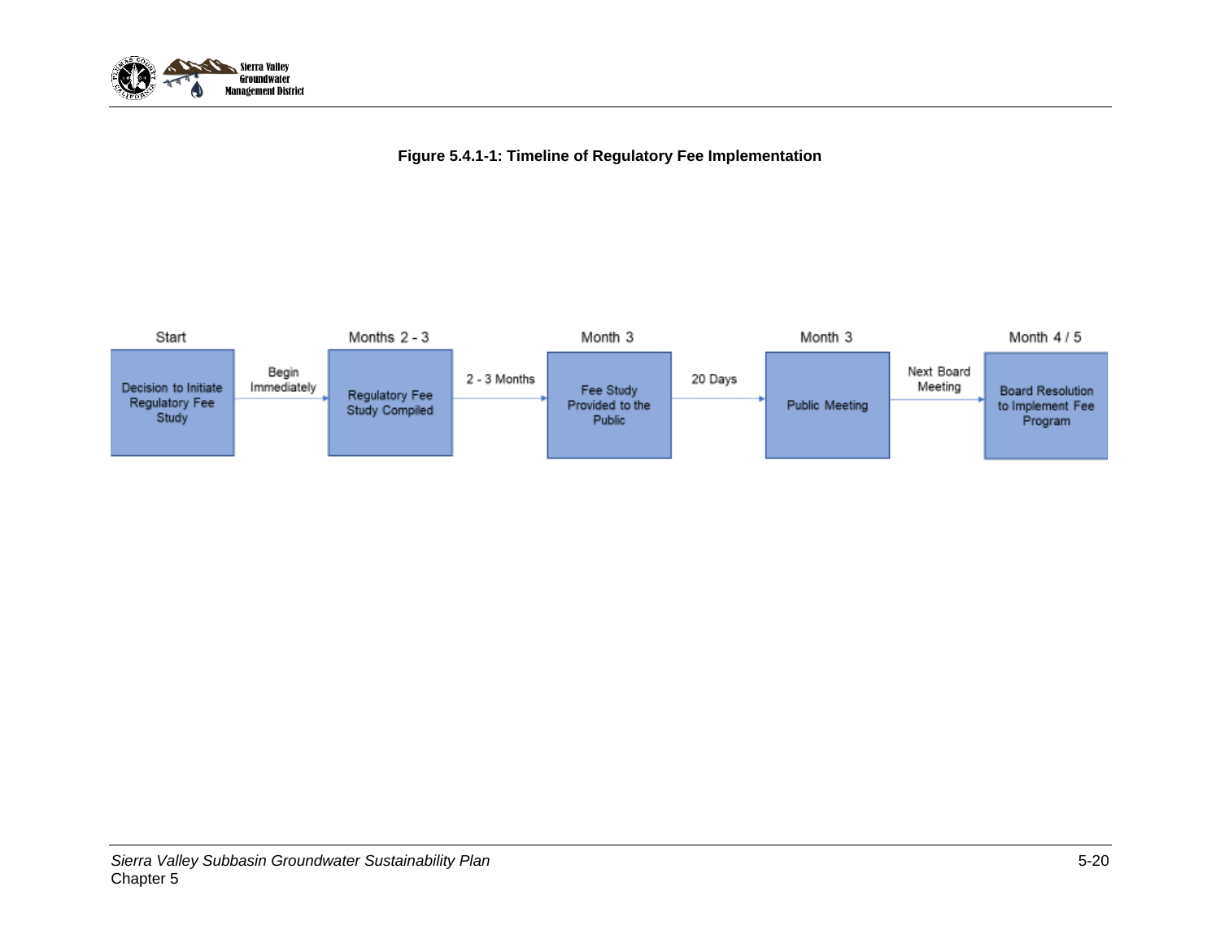**Figure 5.4.1-1: Timeline of Regulatory Fee Implementation**

Start

Decision to Initiate Regulatory Fee Study

Begin Immediately

Months 2 - 3

Regulatory Fee Study Compiled

2 - 3 Months

Month 3

Fee Study Provided to the Public

20 Days

Month 3

Public Meeting

Next Board Meeting

Month 4 / 5

Board Resolution to Implement Fee Program